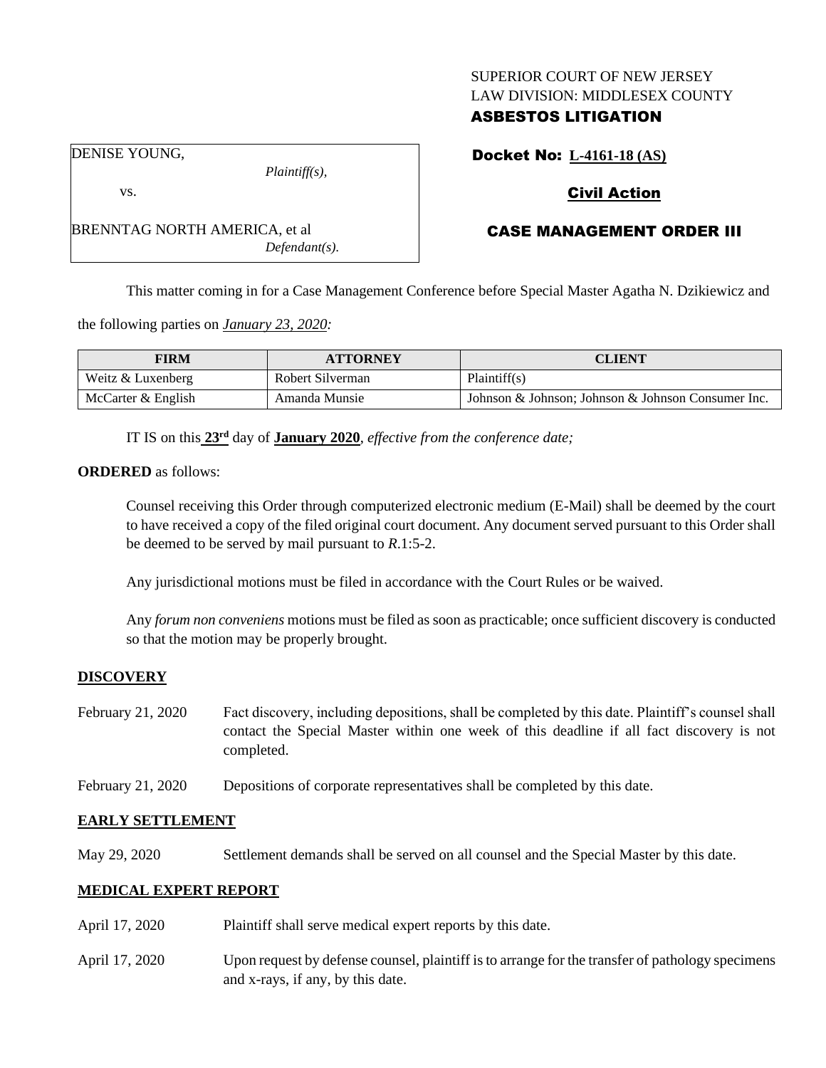SUPERIOR COURT OF NEW JERSEY
LAW DIVISION: MIDDLESEX COUNTY
**ASBESTOS LITIGATION**

DENISE YOUNG,
*Plaintiff(s),*
vs.
BRENNTAG NORTH AMERICA, et al
*Defendant(s).*

**Docket No: L-4161-18 (AS)**

**Civil Action**

**CASE MANAGEMENT ORDER III**

This matter coming in for a Case Management Conference before Special Master Agatha N. Dzikiewicz and the following parties on *January 23, 2020:*

| FIRM | ATTORNEY | CLIENT |
|---|---|---|
| Weitz & Luxenberg | Robert Silverman | Plaintiff(s) |
| McCarter & English | Amanda Munsie | Johnson & Johnson; Johnson & Johnson Consumer Inc. |

IT IS on this **23rd** day of **January 2020**, *effective from the conference date;*

**ORDERED** as follows:

Counsel receiving this Order through computerized electronic medium (E-Mail) shall be deemed by the court to have received a copy of the filed original court document. Any document served pursuant to this Order shall be deemed to be served by mail pursuant to *R*.1:5-2.

Any jurisdictional motions must be filed in accordance with the Court Rules or be waived.

Any *forum non conveniens* motions must be filed as soon as practicable; once sufficient discovery is conducted so that the motion may be properly brought.

## DISCOVERY

February 21, 2020 — Fact discovery, including depositions, shall be completed by this date. Plaintiff's counsel shall contact the Special Master within one week of this deadline if all fact discovery is not completed.

February 21, 2020 — Depositions of corporate representatives shall be completed by this date.

## EARLY SETTLEMENT

May 29, 2020 — Settlement demands shall be served on all counsel and the Special Master by this date.

## MEDICAL EXPERT REPORT

April 17, 2020 — Plaintiff shall serve medical expert reports by this date.

April 17, 2020 — Upon request by defense counsel, plaintiff is to arrange for the transfer of pathology specimens and x-rays, if any, by this date.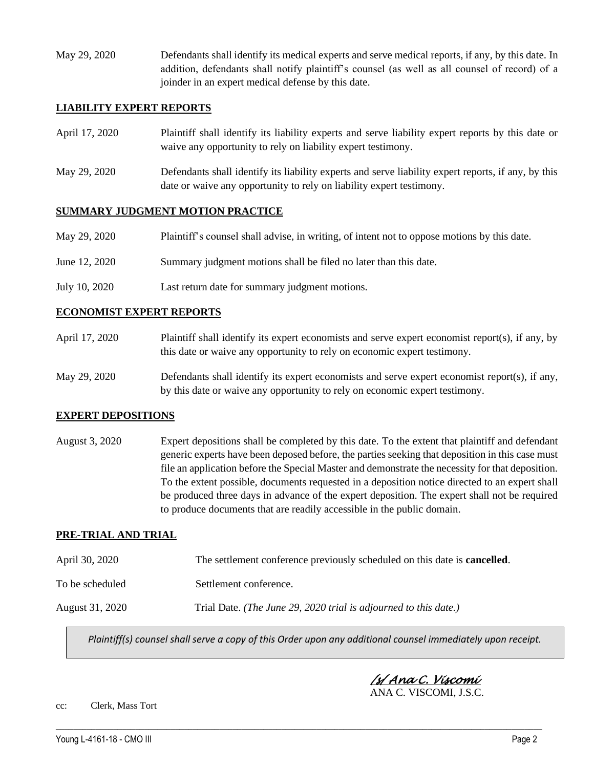| | |
|---|---|
| May 29, 2020 | Defendants shall identify its medical experts and serve medical reports, if any, by this date. In addition, defendants shall notify plaintiff's counsel (as well as all counsel of record) of a joinder in an expert medical defense by this date. |

## LIABILITY EXPERT REPORTS

| | |
|---|---|
| April 17, 2020 | Plaintiff shall identify its liability experts and serve liability expert reports by this date or waive any opportunity to rely on liability expert testimony. |
| May 29, 2020 | Defendants shall identify its liability experts and serve liability expert reports, if any, by this date or waive any opportunity to rely on liability expert testimony. |

## SUMMARY JUDGMENT MOTION PRACTICE

| | |
|---|---|
| May 29, 2020 | Plaintiff's counsel shall advise, in writing, of intent not to oppose motions by this date. |
| June 12, 2020 | Summary judgment motions shall be filed no later than this date. |
| July 10, 2020 | Last return date for summary judgment motions. |

## ECONOMIST EXPERT REPORTS

| | |
|---|---|
| April 17, 2020 | Plaintiff shall identify its expert economists and serve expert economist report(s), if any, by this date or waive any opportunity to rely on economic expert testimony. |
| May 29, 2020 | Defendants shall identify its expert economists and serve expert economist report(s), if any, by this date or waive any opportunity to rely on economic expert testimony. |

## EXPERT DEPOSITIONS

| | |
|---|---|
| August 3, 2020 | Expert depositions shall be completed by this date. To the extent that plaintiff and defendant generic experts have been deposed before, the parties seeking that deposition in this case must file an application before the Special Master and demonstrate the necessity for that deposition. To the extent possible, documents requested in a deposition notice directed to an expert shall be produced three days in advance of the expert deposition. The expert shall not be required to produce documents that are readily accessible in the public domain. |

## PRE-TRIAL AND TRIAL

| | |
|---|---|
| April 30, 2020 | The settlement conference previously scheduled on this date is **cancelled**. |
| To be scheduled | Settlement conference. |
| August 31, 2020 | Trial Date. *(The June 29, 2020 trial is adjourned to this date.)* |

*Plaintiff(s) counsel shall serve a copy of this Order upon any additional counsel immediately upon receipt.*

*/s/ Ana C. Viscomi*
ANA C. VISCOMI, J.S.C.

cc: Clerk, Mass Tort